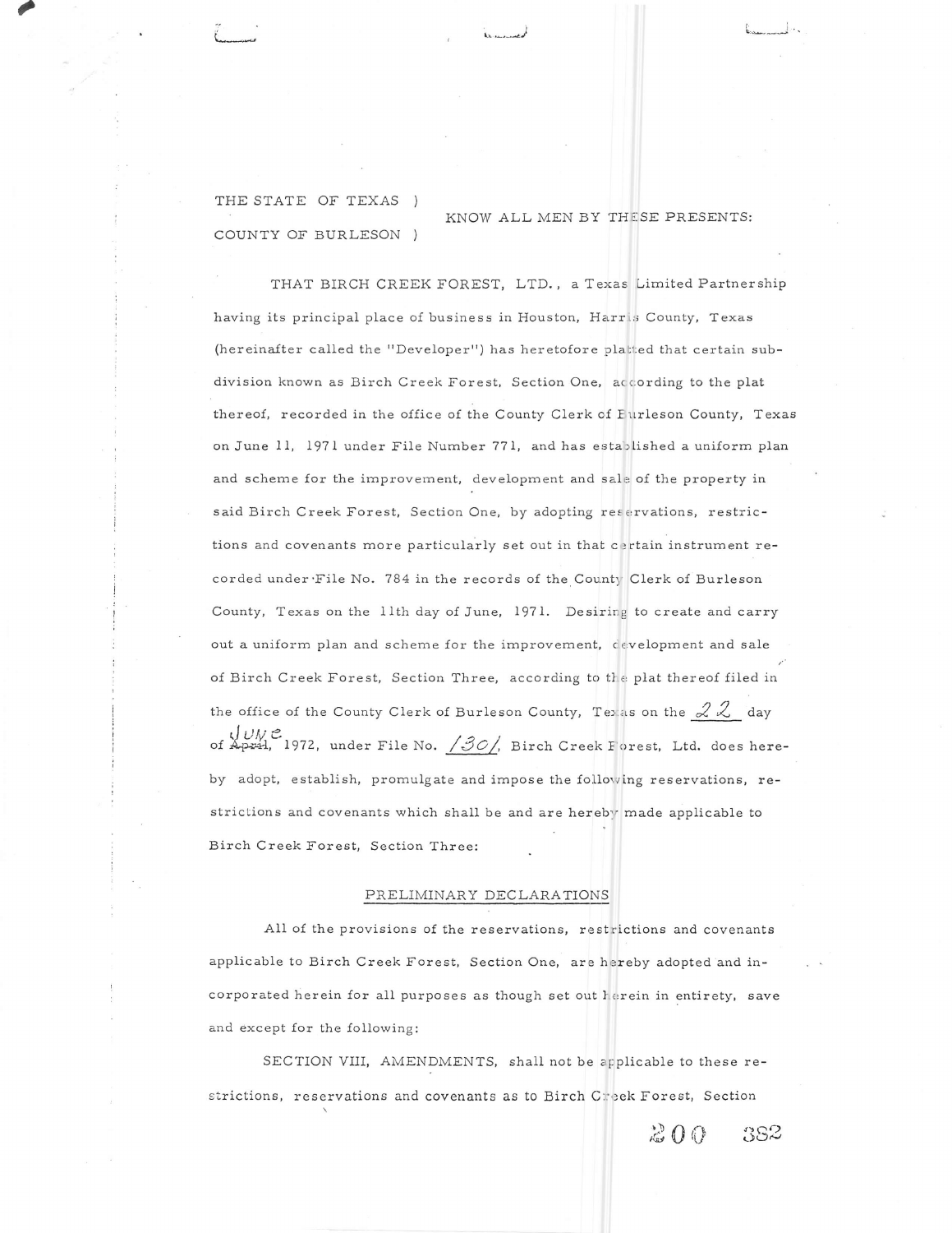THE STATE OF TEXAS )
COUNTY OF BURLESON ) KNOW ALL MEN BY THESE PRESENTS:

THAT BIRCH CREEK FOREST, LTD., a Texas Limited Partnership having its principal place of business in Houston, Harris County, Texas (hereinafter called the "Developer") has heretofore platted that certain subdivision known as Birch Creek Forest, Section One, according to the plat thereof, recorded in the office of the County Clerk of Burleson County, Texas on June 11, 1971 under File Number 771, and has established a uniform plan and scheme for the improvement, development and sale of the property in said Birch Creek Forest, Section One, by adopting reservations, restrictions and covenants more particularly set out in that certain instrument recorded under File No. 784 in the records of the County Clerk of Burleson County, Texas on the 11th day of June, 1971. Desiring to create and carry out a uniform plan and scheme for the improvement, development and sale of Birch Creek Forest, Section Three, according to the plat thereof filed in the office of the County Clerk of Burleson County, Texas on the 22 day of ~~April~~ June, 1972, under File No. 1301, Birch Creek Forest, Ltd. does hereby adopt, establish, promulgate and impose the following reservations, restrictions and covenants which shall be and are hereby made applicable to Birch Creek Forest, Section Three:

PRELIMINARY DECLARATIONS

All of the provisions of the reservations, restrictions and covenants applicable to Birch Creek Forest, Section One, are hereby adopted and incorporated herein for all purposes as though set out herein in entirety, save and except for the following:

SECTION VIII, AMENDMENTS, shall not be applicable to these restrictions, reservations and covenants as to Birch Creek Forest, Section

200 382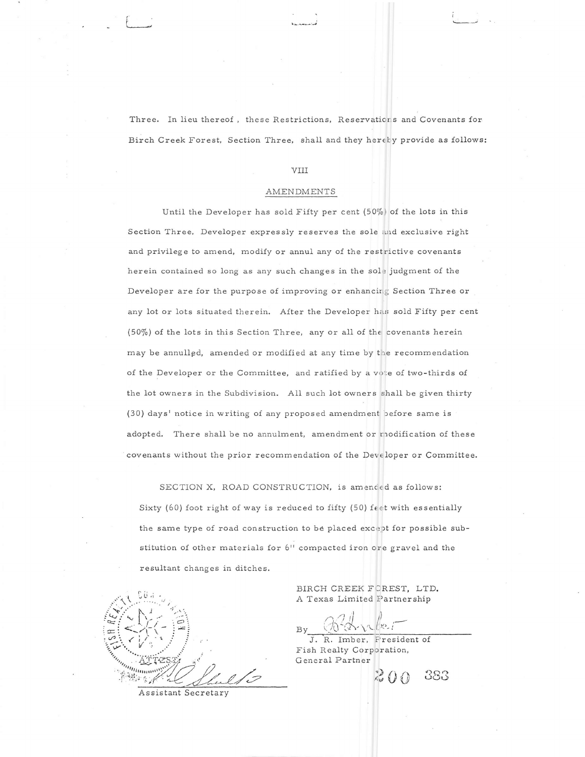Three. In lieu thereof, these Restrictions, Reservations and Covenants for Birch Creek Forest, Section Three, shall and they hereby provide as follows:

VIII

AMENDMENTS

Until the Developer has sold Fifty per cent (50%) of the lots in this Section Three, Developer expressly reserves the sole and exclusive right and privilege to amend, modify or annul any of the restrictive covenants herein contained so long as any such changes in the sole judgment of the Developer are for the purpose of improving or enhancing Section Three or any lot or lots situated therein. After the Developer has sold Fifty per cent (50%) of the lots in this Section Three, any or all of the covenants herein may be annulled, amended or modified at any time by the recommendation of the Developer or the Committee, and ratified by a vote of two-thirds of the lot owners in the Subdivision. All such lot owners shall be given thirty (30) days' notice in writing of any proposed amendment before same is adopted. There shall be no annulment, amendment or modification of these covenants without the prior recommendation of the Developer or Committee.

SECTION X, ROAD CONSTRUCTION, is amended as follows: Sixty (60) foot right of way is reduced to fifty (50) feet with essentially the same type of road construction to be placed except for possible substitution of other materials for 6" compacted iron ore gravel and the resultant changes in ditches.

BIRCH CREEK FOREST, LTD.
A Texas Limited Partnership

By ______________________
J. R. Imber, President of
Fish Realty Corporation,
General Partner

ATTEST:

______________________
Assistant Secretary

200 383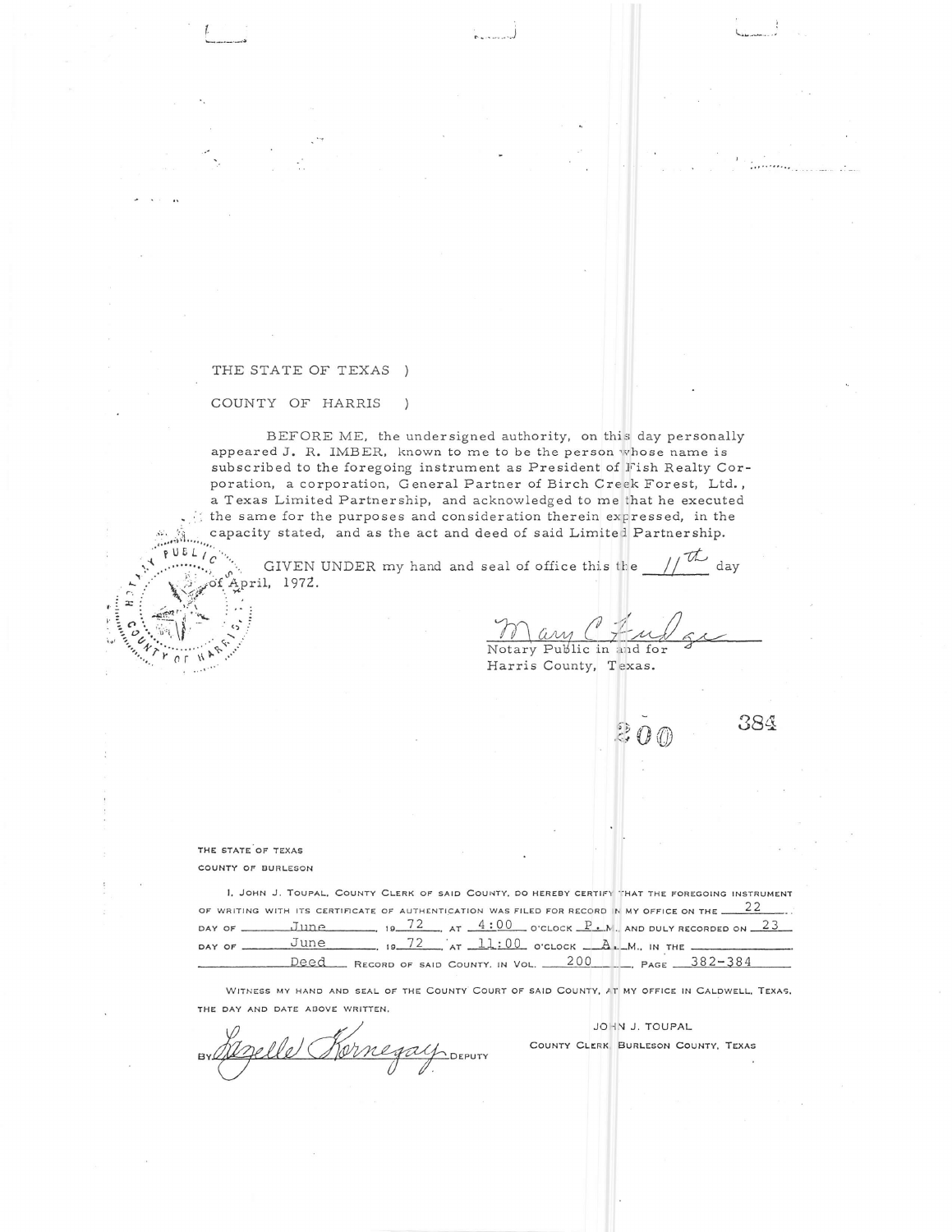THE STATE OF TEXAS )

COUNTY OF HARRIS )

BEFORE ME, the undersigned authority, on this day personally appeared J. R. IMBER, known to me to be the person whose name is subscribed to the foregoing instrument as President of Fish Realty Corporation, a corporation, General Partner of Birch Creek Forest, Ltd., a Texas Limited Partnership, and acknowledged to me that he executed the same for the purposes and consideration therein expressed, in the capacity stated, and as the act and deed of said Limited Partnership.

GIVEN UNDER my hand and seal of office this the 11th day of April, 1972.

Mary C Fudge
Notary Public in and for
Harris County, Texas.

200 384

THE STATE OF TEXAS
COUNTY OF BURLESON

I, JOHN J. TOUPAL, COUNTY CLERK OF SAID COUNTY, DO HEREBY CERTIFY THAT THE FOREGOING INSTRUMENT OF WRITING WITH ITS CERTIFICATE OF AUTHENTICATION WAS FILED FOR RECORD IN MY OFFICE ON THE 22 DAY OF June, 19 72, AT 4:00 O'CLOCK P. M., AND DULY RECORDED ON 23 DAY OF June, 19 72, AT 11:00 O'CLOCK A. M., IN THE Deed RECORD OF SAID COUNTY, IN VOL. 200, PAGE 382-384

WITNESS MY HAND AND SEAL OF THE COUNTY COURT OF SAID COUNTY, AT MY OFFICE IN CALDWELL, TEXAS, THE DAY AND DATE ABOVE WRITTEN.

BY Lazelle Kornegay DEPUTY

JOHN J. TOUPAL
COUNTY CLERK BURLESON COUNTY, TEXAS